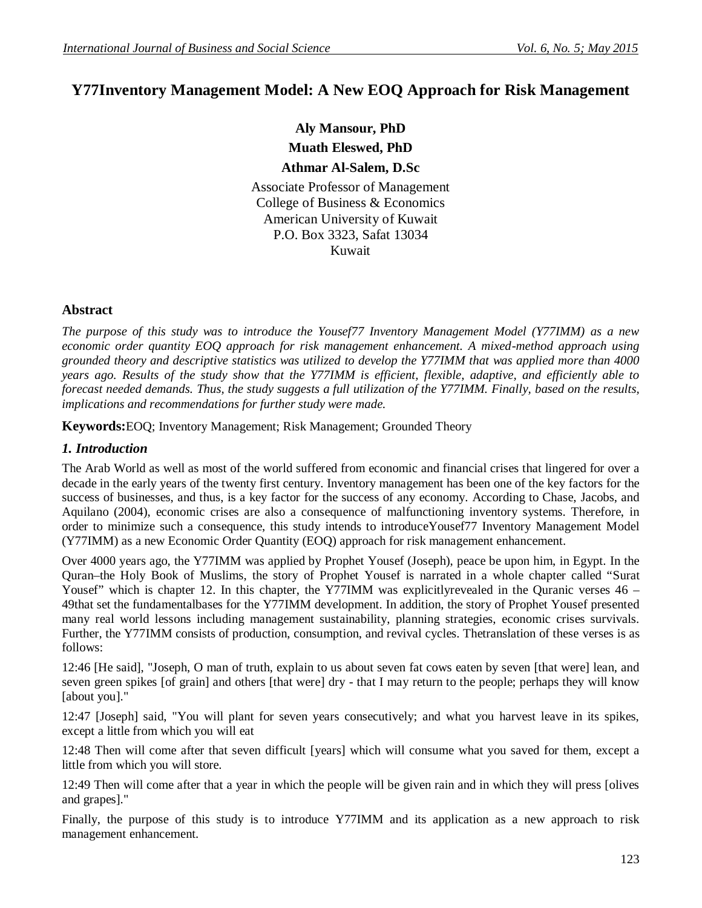# Y77Inventory Management Model: A New EOQ Approach for Risk Management

**Aly Mansour, PhD**

**Muath Eleswed, PhD**

**Athmar Al-Salem, D.Sc**

Associate Professor of Management
College of Business & Economics
American University of Kuwait
P.O. Box 3323, Safat 13034
Kuwait

## Abstract

*The purpose of this study was to introduce the Yousef77 Inventory Management Model (Y77IMM) as a new economic order quantity EOQ approach for risk management enhancement. A mixed-method approach using grounded theory and descriptive statistics was utilized to develop the Y77IMM that was applied more than 4000 years ago. Results of the study show that the Y77IMM is efficient, flexible, adaptive, and efficiently able to forecast needed demands. Thus, the study suggests a full utilization of the Y77IMM. Finally, based on the results, implications and recommendations for further study were made.*

**Keywords:**EOQ; Inventory Management; Risk Management; Grounded Theory

## *1. Introduction*

The Arab World as well as most of the world suffered from economic and financial crises that lingered for over a decade in the early years of the twenty first century. Inventory management has been one of the key factors for the success of businesses, and thus, is a key factor for the success of any economy. According to Chase, Jacobs, and Aquilano (2004), economic crises are also a consequence of malfunctioning inventory systems. Therefore, in order to minimize such a consequence, this study intends to introduceYousef77 Inventory Management Model (Y77IMM) as a new Economic Order Quantity (EOQ) approach for risk management enhancement.

Over 4000 years ago, the Y77IMM was applied by Prophet Yousef (Joseph), peace be upon him, in Egypt. In the Quran–the Holy Book of Muslims, the story of Prophet Yousef is narrated in a whole chapter called "Surat Yousef" which is chapter 12. In this chapter, the Y77IMM was explicitlyrevealed in the Quranic verses 46 – 49that set the fundamentalbases for the Y77IMM development. In addition, the story of Prophet Yousef presented many real world lessons including management sustainability, planning strategies, economic crises survivals. Further, the Y77IMM consists of production, consumption, and revival cycles. Thetranslation of these verses is as follows:

12:46 [He said], "Joseph, O man of truth, explain to us about seven fat cows eaten by seven [that were] lean, and seven green spikes [of grain] and others [that were] dry - that I may return to the people; perhaps they will know [about you]."

12:47 [Joseph] said, "You will plant for seven years consecutively; and what you harvest leave in its spikes, except a little from which you will eat

12:48 Then will come after that seven difficult [years] which will consume what you saved for them, except a little from which you will store.

12:49 Then will come after that a year in which the people will be given rain and in which they will press [olives and grapes]."

Finally, the purpose of this study is to introduce Y77IMM and its application as a new approach to risk management enhancement.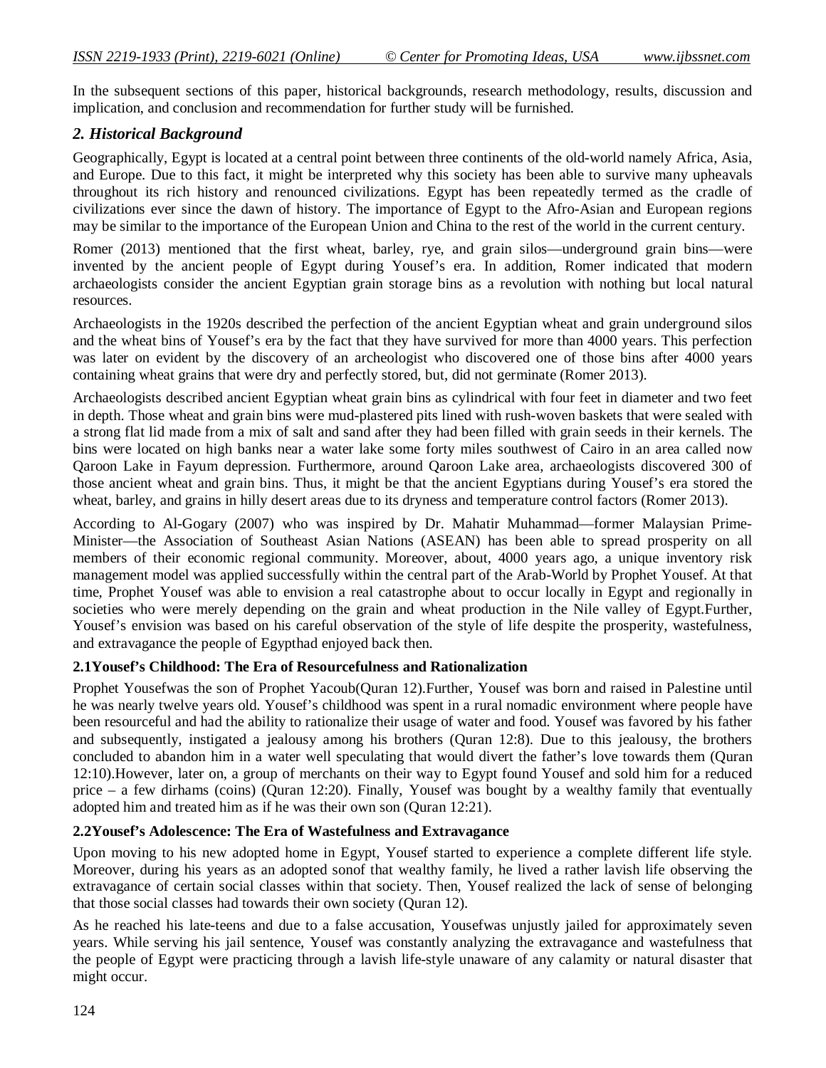In the subsequent sections of this paper, historical backgrounds, research methodology, results, discussion and implication, and conclusion and recommendation for further study will be furnished.

## *2. Historical Background*

Geographically, Egypt is located at a central point between three continents of the old-world namely Africa, Asia, and Europe. Due to this fact, it might be interpreted why this society has been able to survive many upheavals throughout its rich history and renounced civilizations. Egypt has been repeatedly termed as the cradle of civilizations ever since the dawn of history. The importance of Egypt to the Afro-Asian and European regions may be similar to the importance of the European Union and China to the rest of the world in the current century.

Romer (2013) mentioned that the first wheat, barley, rye, and grain silos—underground grain bins—were invented by the ancient people of Egypt during Yousef's era. In addition, Romer indicated that modern archaeologists consider the ancient Egyptian grain storage bins as a revolution with nothing but local natural resources.

Archaeologists in the 1920s described the perfection of the ancient Egyptian wheat and grain underground silos and the wheat bins of Yousef's era by the fact that they have survived for more than 4000 years. This perfection was later on evident by the discovery of an archeologist who discovered one of those bins after 4000 years containing wheat grains that were dry and perfectly stored, but, did not germinate (Romer 2013).

Archaeologists described ancient Egyptian wheat grain bins as cylindrical with four feet in diameter and two feet in depth. Those wheat and grain bins were mud-plastered pits lined with rush-woven baskets that were sealed with a strong flat lid made from a mix of salt and sand after they had been filled with grain seeds in their kernels. The bins were located on high banks near a water lake some forty miles southwest of Cairo in an area called now Qaroon Lake in Fayum depression. Furthermore, around Qaroon Lake area, archaeologists discovered 300 of those ancient wheat and grain bins. Thus, it might be that the ancient Egyptians during Yousef's era stored the wheat, barley, and grains in hilly desert areas due to its dryness and temperature control factors (Romer 2013).

According to Al-Gogary (2007) who was inspired by Dr. Mahatir Muhammad—former Malaysian Prime-Minister—the Association of Southeast Asian Nations (ASEAN) has been able to spread prosperity on all members of their economic regional community. Moreover, about, 4000 years ago, a unique inventory risk management model was applied successfully within the central part of the Arab-World by Prophet Yousef. At that time, Prophet Yousef was able to envision a real catastrophe about to occur locally in Egypt and regionally in societies who were merely depending on the grain and wheat production in the Nile valley of Egypt.Further, Yousef's envision was based on his careful observation of the style of life despite the prosperity, wastefulness, and extravagance the people of Egypthad enjoyed back then.

### 2.1Yousef's Childhood: The Era of Resourcefulness and Rationalization

Prophet Yousefwas the son of Prophet Yacoub(Quran 12).Further, Yousef was born and raised in Palestine until he was nearly twelve years old. Yousef's childhood was spent in a rural nomadic environment where people have been resourceful and had the ability to rationalize their usage of water and food. Yousef was favored by his father and subsequently, instigated a jealousy among his brothers (Quran 12:8). Due to this jealousy, the brothers concluded to abandon him in a water well speculating that would divert the father's love towards them (Quran 12:10).However, later on, a group of merchants on their way to Egypt found Yousef and sold him for a reduced price – a few dirhams (coins) (Quran 12:20). Finally, Yousef was bought by a wealthy family that eventually adopted him and treated him as if he was their own son (Quran 12:21).

### 2.2Yousef's Adolescence: The Era of Wastefulness and Extravagance

Upon moving to his new adopted home in Egypt, Yousef started to experience a complete different life style. Moreover, during his years as an adopted sonof that wealthy family, he lived a rather lavish life observing the extravagance of certain social classes within that society. Then, Yousef realized the lack of sense of belonging that those social classes had towards their own society (Quran 12).

As he reached his late-teens and due to a false accusation, Yousefwas unjustly jailed for approximately seven years. While serving his jail sentence, Yousef was constantly analyzing the extravagance and wastefulness that the people of Egypt were practicing through a lavish life-style unaware of any calamity or natural disaster that might occur.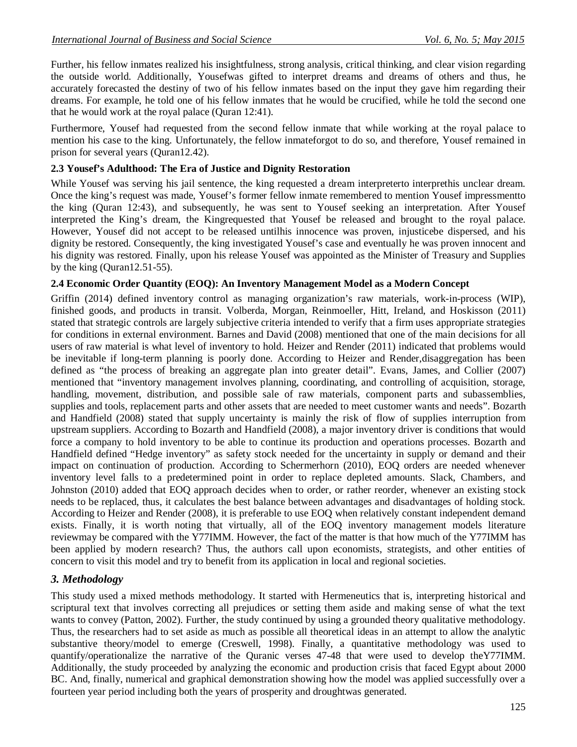Further, his fellow inmates realized his insightfulness, strong analysis, critical thinking, and clear vision regarding the outside world. Additionally, Yousefwas gifted to interpret dreams and dreams of others and thus, he accurately forecasted the destiny of two of his fellow inmates based on the input they gave him regarding their dreams. For example, he told one of his fellow inmates that he would be crucified, while he told the second one that he would work at the royal palace (Quran 12:41).

Furthermore, Yousef had requested from the second fellow inmate that while working at the royal palace to mention his case to the king. Unfortunately, the fellow inmateforgot to do so, and therefore, Yousef remained in prison for several years (Quran12.42).

### 2.3 Yousef's Adulthood: The Era of Justice and Dignity Restoration

While Yousef was serving his jail sentence, the king requested a dream interpreterto interprethis unclear dream. Once the king's request was made, Yousef's former fellow inmate remembered to mention Yousef impressmentto the king (Quran 12:43), and subsequently, he was sent to Yousef seeking an interpretation. After Yousef interpreted the King's dream, the Kingrequested that Yousef be released and brought to the royal palace. However, Yousef did not accept to be released untilhis innocence was proven, injusticebe dispersed, and his dignity be restored. Consequently, the king investigated Yousef's case and eventually he was proven innocent and his dignity was restored. Finally, upon his release Yousef was appointed as the Minister of Treasury and Supplies by the king (Quran12.51-55).

### 2.4 Economic Order Quantity (EOQ): An Inventory Management Model as a Modern Concept

Griffin (2014) defined inventory control as managing organization's raw materials, work-in-process (WIP), finished goods, and products in transit. Volberda, Morgan, Reinmoeller, Hitt, Ireland, and Hoskisson (2011) stated that strategic controls are largely subjective criteria intended to verify that a firm uses appropriate strategies for conditions in external environment. Barnes and David (2008) mentioned that one of the main decisions for all users of raw material is what level of inventory to hold. Heizer and Render (2011) indicated that problems would be inevitable if long-term planning is poorly done. According to Heizer and Render,disaggregation has been defined as "the process of breaking an aggregate plan into greater detail". Evans, James, and Collier (2007) mentioned that "inventory management involves planning, coordinating, and controlling of acquisition, storage, handling, movement, distribution, and possible sale of raw materials, component parts and subassemblies, supplies and tools, replacement parts and other assets that are needed to meet customer wants and needs". Bozarth and Handfield (2008) stated that supply uncertainty is mainly the risk of flow of supplies interruption from upstream suppliers. According to Bozarth and Handfield (2008), a major inventory driver is conditions that would force a company to hold inventory to be able to continue its production and operations processes. Bozarth and Handfield defined "Hedge inventory" as safety stock needed for the uncertainty in supply or demand and their impact on continuation of production. According to Schermerhorn (2010), EOQ orders are needed whenever inventory level falls to a predetermined point in order to replace depleted amounts. Slack, Chambers, and Johnston (2010) added that EOQ approach decides when to order, or rather reorder, whenever an existing stock needs to be replaced, thus, it calculates the best balance between advantages and disadvantages of holding stock. According to Heizer and Render (2008), it is preferable to use EOQ when relatively constant independent demand exists. Finally, it is worth noting that virtually, all of the EOQ inventory management models literature reviewmay be compared with the Y77IMM. However, the fact of the matter is that how much of the Y77IMM has been applied by modern research? Thus, the authors call upon economists, strategists, and other entities of concern to visit this model and try to benefit from its application in local and regional societies.

## *3. Methodology*

This study used a mixed methods methodology. It started with Hermeneutics that is, interpreting historical and scriptural text that involves correcting all prejudices or setting them aside and making sense of what the text wants to convey (Patton, 2002). Further, the study continued by using a grounded theory qualitative methodology. Thus, the researchers had to set aside as much as possible all theoretical ideas in an attempt to allow the analytic substantive theory/model to emerge (Creswell, 1998). Finally, a quantitative methodology was used to quantify/operationalize the narrative of the Quranic verses 47-48 that were used to develop theY77IMM. Additionally, the study proceeded by analyzing the economic and production crisis that faced Egypt about 2000 BC. And, finally, numerical and graphical demonstration showing how the model was applied successfully over a fourteen year period including both the years of prosperity and droughtwas generated.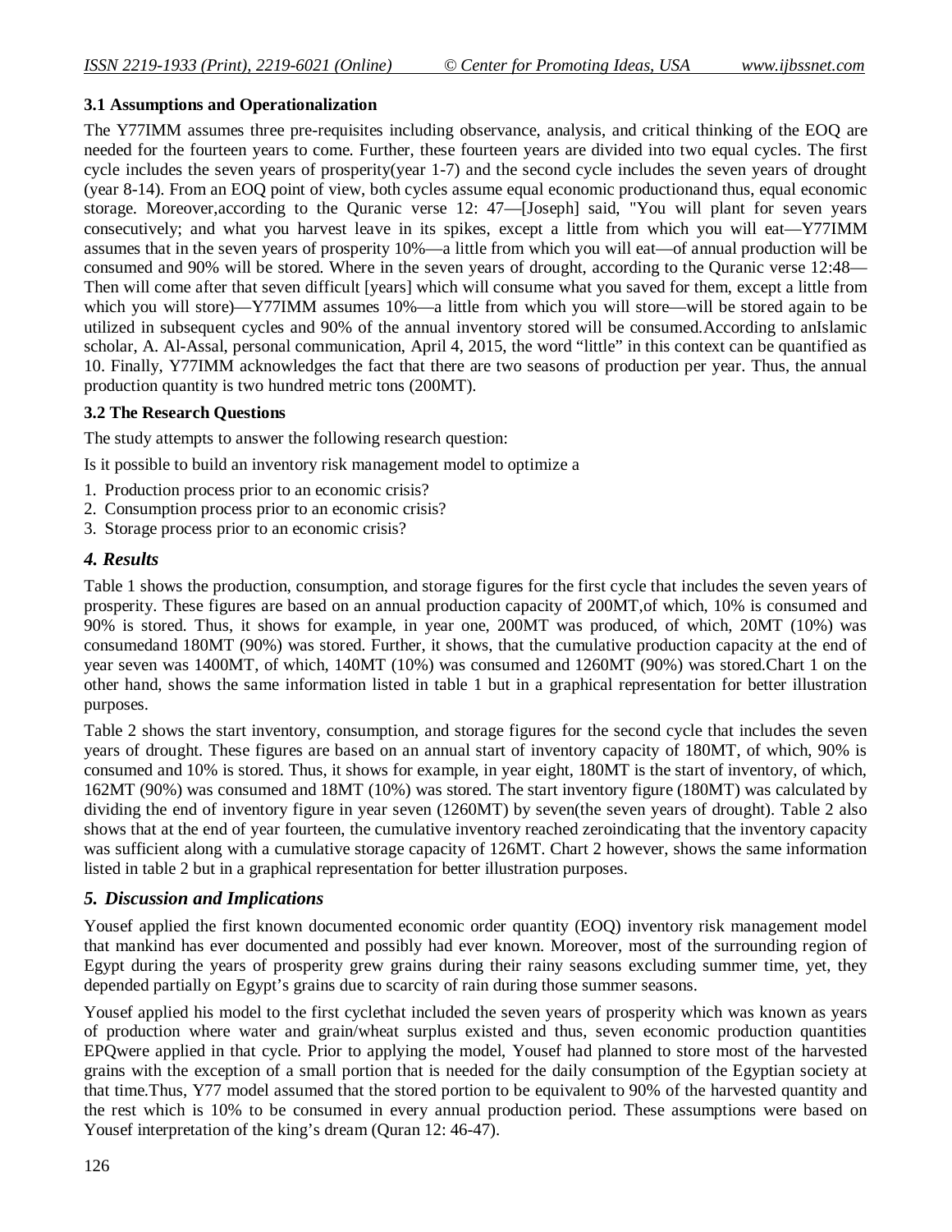### 3.1 Assumptions and Operationalization

The Y77IMM assumes three pre-requisites including observance, analysis, and critical thinking of the EOQ are needed for the fourteen years to come. Further, these fourteen years are divided into two equal cycles. The first cycle includes the seven years of prosperity(year 1-7) and the second cycle includes the seven years of drought (year 8-14). From an EOQ point of view, both cycles assume equal economic productionand thus, equal economic storage. Moreover,according to the Quranic verse 12: 47—[Joseph] said, "You will plant for seven years consecutively; and what you harvest leave in its spikes, except a little from which you will eat—Y77IMM assumes that in the seven years of prosperity 10%—a little from which you will eat—of annual production will be consumed and 90% will be stored. Where in the seven years of drought, according to the Quranic verse 12:48—Then will come after that seven difficult [years] which will consume what you saved for them, except a little from which you will store)—Y77IMM assumes 10%—a little from which you will store—will be stored again to be utilized in subsequent cycles and 90% of the annual inventory stored will be consumed.According to anIslamic scholar, A. Al-Assal, personal communication, April 4, 2015, the word "little" in this context can be quantified as 10. Finally, Y77IMM acknowledges the fact that there are two seasons of production per year. Thus, the annual production quantity is two hundred metric tons (200MT).

### 3.2 The Research Questions

The study attempts to answer the following research question:

Is it possible to build an inventory risk management model to optimize a

1. Production process prior to an economic crisis?
2. Consumption process prior to an economic crisis?
3. Storage process prior to an economic crisis?

## *4. Results*

Table 1 shows the production, consumption, and storage figures for the first cycle that includes the seven years of prosperity. These figures are based on an annual production capacity of 200MT,of which, 10% is consumed and 90% is stored. Thus, it shows for example, in year one, 200MT was produced, of which, 20MT (10%) was consumedand 180MT (90%) was stored. Further, it shows, that the cumulative production capacity at the end of year seven was 1400MT, of which, 140MT (10%) was consumed and 1260MT (90%) was stored.Chart 1 on the other hand, shows the same information listed in table 1 but in a graphical representation for better illustration purposes.

Table 2 shows the start inventory, consumption, and storage figures for the second cycle that includes the seven years of drought. These figures are based on an annual start of inventory capacity of 180MT, of which, 90% is consumed and 10% is stored. Thus, it shows for example, in year eight, 180MT is the start of inventory, of which, 162MT (90%) was consumed and 18MT (10%) was stored. The start inventory figure (180MT) was calculated by dividing the end of inventory figure in year seven (1260MT) by seven(the seven years of drought). Table 2 also shows that at the end of year fourteen, the cumulative inventory reached zeroindicating that the inventory capacity was sufficient along with a cumulative storage capacity of 126MT. Chart 2 however, shows the same information listed in table 2 but in a graphical representation for better illustration purposes.

## *5. Discussion and Implications*

Yousef applied the first known documented economic order quantity (EOQ) inventory risk management model that mankind has ever documented and possibly had ever known. Moreover, most of the surrounding region of Egypt during the years of prosperity grew grains during their rainy seasons excluding summer time, yet, they depended partially on Egypt's grains due to scarcity of rain during those summer seasons.

Yousef applied his model to the first cyclethat included the seven years of prosperity which was known as years of production where water and grain/wheat surplus existed and thus, seven economic production quantities EPQwere applied in that cycle. Prior to applying the model, Yousef had planned to store most of the harvested grains with the exception of a small portion that is needed for the daily consumption of the Egyptian society at that time.Thus, Y77 model assumed that the stored portion to be equivalent to 90% of the harvested quantity and the rest which is 10% to be consumed in every annual production period. These assumptions were based on Yousef interpretation of the king's dream (Quran 12: 46-47).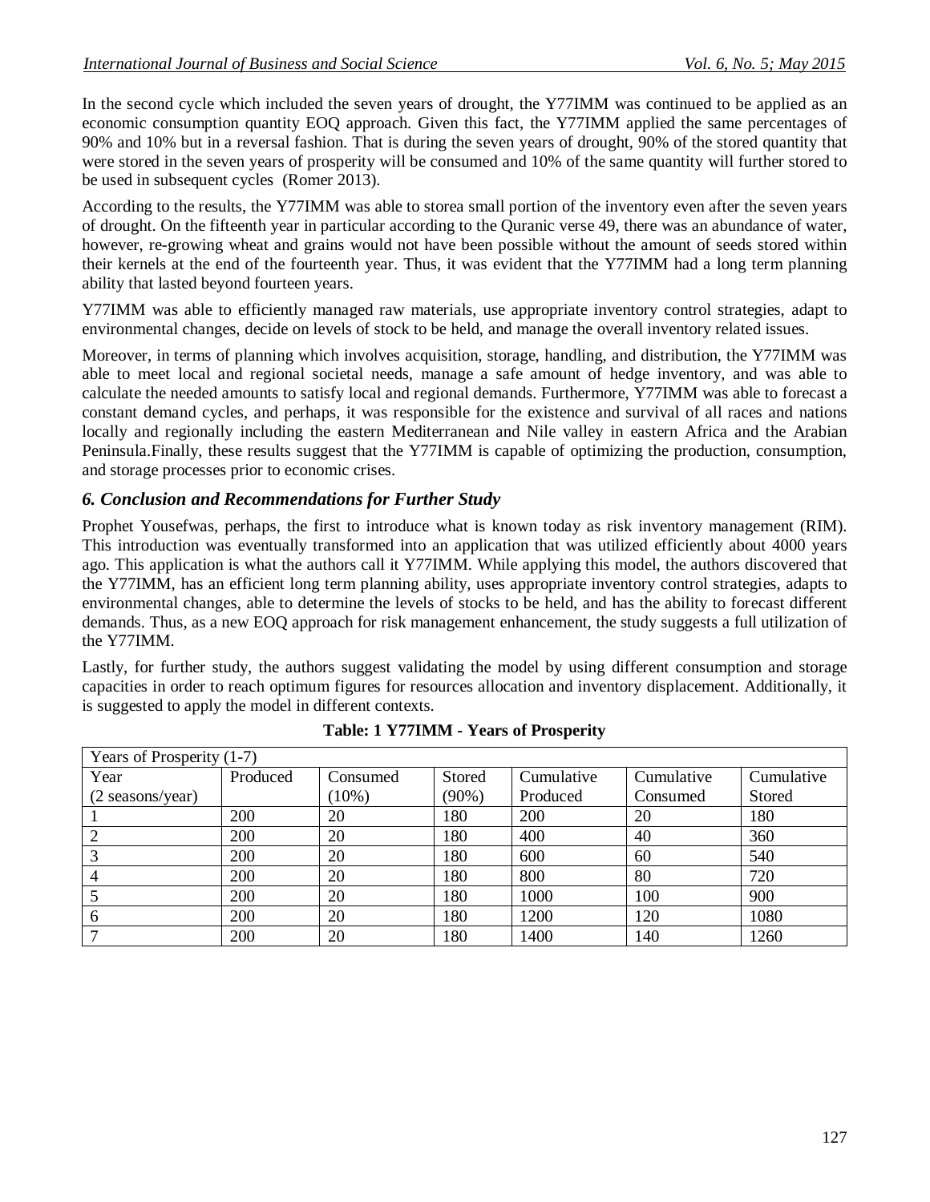In the second cycle which included the seven years of drought, the Y77IMM was continued to be applied as an economic consumption quantity EOQ approach. Given this fact, the Y77IMM applied the same percentages of 90% and 10% but in a reversal fashion. That is during the seven years of drought, 90% of the stored quantity that were stored in the seven years of prosperity will be consumed and 10% of the same quantity will further stored to be used in subsequent cycles (Romer 2013).

According to the results, the Y77IMM was able to storea small portion of the inventory even after the seven years of drought. On the fifteenth year in particular according to the Quranic verse 49, there was an abundance of water, however, re-growing wheat and grains would not have been possible without the amount of seeds stored within their kernels at the end of the fourteenth year. Thus, it was evident that the Y77IMM had a long term planning ability that lasted beyond fourteen years.

Y77IMM was able to efficiently managed raw materials, use appropriate inventory control strategies, adapt to environmental changes, decide on levels of stock to be held, and manage the overall inventory related issues.

Moreover, in terms of planning which involves acquisition, storage, handling, and distribution, the Y77IMM was able to meet local and regional societal needs, manage a safe amount of hedge inventory, and was able to calculate the needed amounts to satisfy local and regional demands. Furthermore, Y77IMM was able to forecast a constant demand cycles, and perhaps, it was responsible for the existence and survival of all races and nations locally and regionally including the eastern Mediterranean and Nile valley in eastern Africa and the Arabian Peninsula.Finally, these results suggest that the Y77IMM is capable of optimizing the production, consumption, and storage processes prior to economic crises.

## *6. Conclusion and Recommendations for Further Study*

Prophet Yousefwas, perhaps, the first to introduce what is known today as risk inventory management (RIM). This introduction was eventually transformed into an application that was utilized efficiently about 4000 years ago. This application is what the authors call it Y77IMM. While applying this model, the authors discovered that the Y77IMM, has an efficient long term planning ability, uses appropriate inventory control strategies, adapts to environmental changes, able to determine the levels of stocks to be held, and has the ability to forecast different demands. Thus, as a new EOQ approach for risk management enhancement, the study suggests a full utilization of the Y77IMM.

Lastly, for further study, the authors suggest validating the model by using different consumption and storage capacities in order to reach optimum figures for resources allocation and inventory displacement. Additionally, it is suggested to apply the model in different contexts.

**Table: 1 Y77IMM - Years of Prosperity**

| Years of Prosperity (1-7) | | | | | | |
|---|---|---|---|---|---|---|
| Year (2 seasons/year) | Produced | Consumed (10%) | Stored (90%) | Cumulative Produced | Cumulative Consumed | Cumulative Stored |
| 1 | 200 | 20 | 180 | 200 | 20 | 180 |
| 2 | 200 | 20 | 180 | 400 | 40 | 360 |
| 3 | 200 | 20 | 180 | 600 | 60 | 540 |
| 4 | 200 | 20 | 180 | 800 | 80 | 720 |
| 5 | 200 | 20 | 180 | 1000 | 100 | 900 |
| 6 | 200 | 20 | 180 | 1200 | 120 | 1080 |
| 7 | 200 | 20 | 180 | 1400 | 140 | 1260 |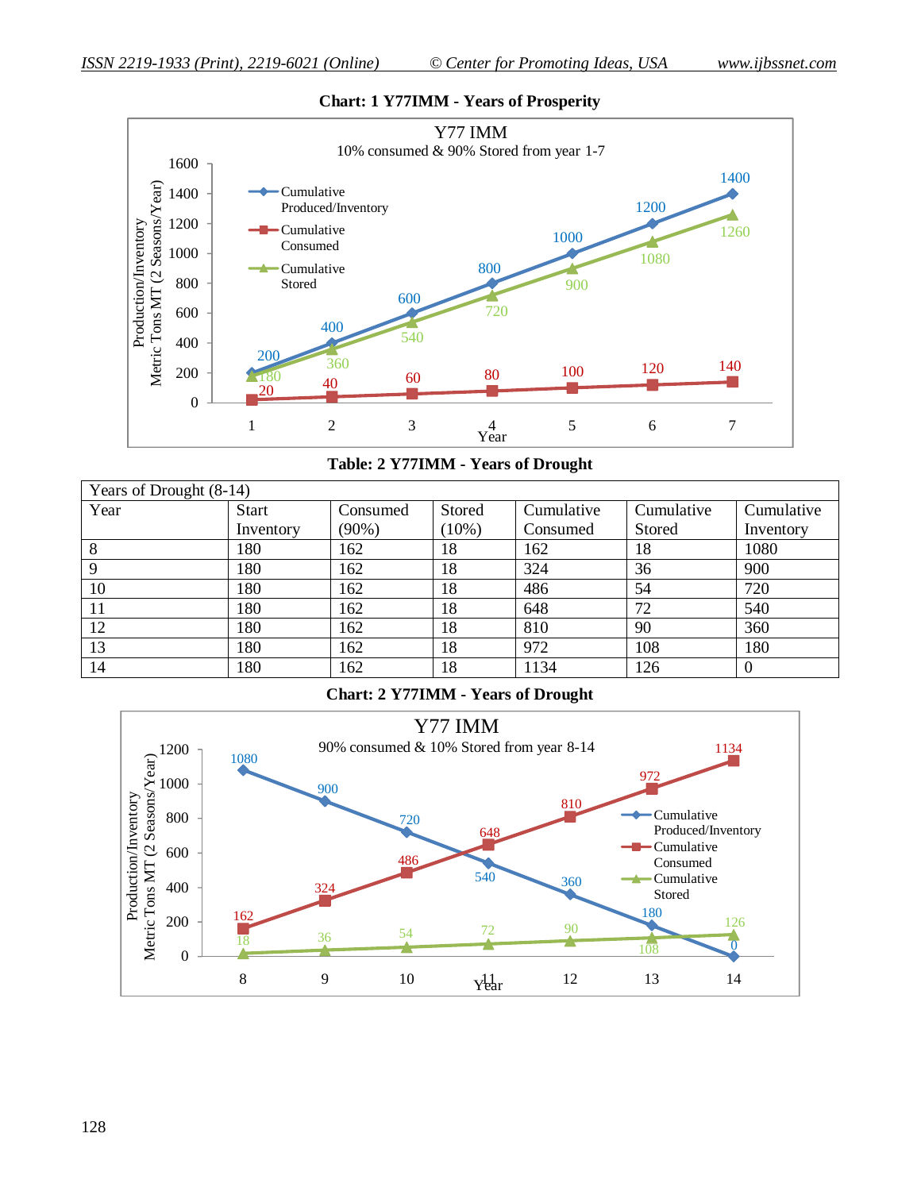**Chart: 1 Y77IMM - Years of Prosperity**

**Table: 2 Y77IMM - Years of Drought**

| Years of Drought (8-14) | | | | | | |
|---|---|---|---|---|---|---|
| Year | Start Inventory | Consumed (90%) | Stored (10%) | Cumulative Consumed | Cumulative Stored | Cumulative Inventory |
| 8 | 180 | 162 | 18 | 162 | 18 | 1080 |
| 9 | 180 | 162 | 18 | 324 | 36 | 900 |
| 10 | 180 | 162 | 18 | 486 | 54 | 720 |
| 11 | 180 | 162 | 18 | 648 | 72 | 540 |
| 12 | 180 | 162 | 18 | 810 | 90 | 360 |
| 13 | 180 | 162 | 18 | 972 | 108 | 180 |
| 14 | 180 | 162 | 18 | 1134 | 126 | 0 |

**Chart: 2 Y77IMM - Years of Drought**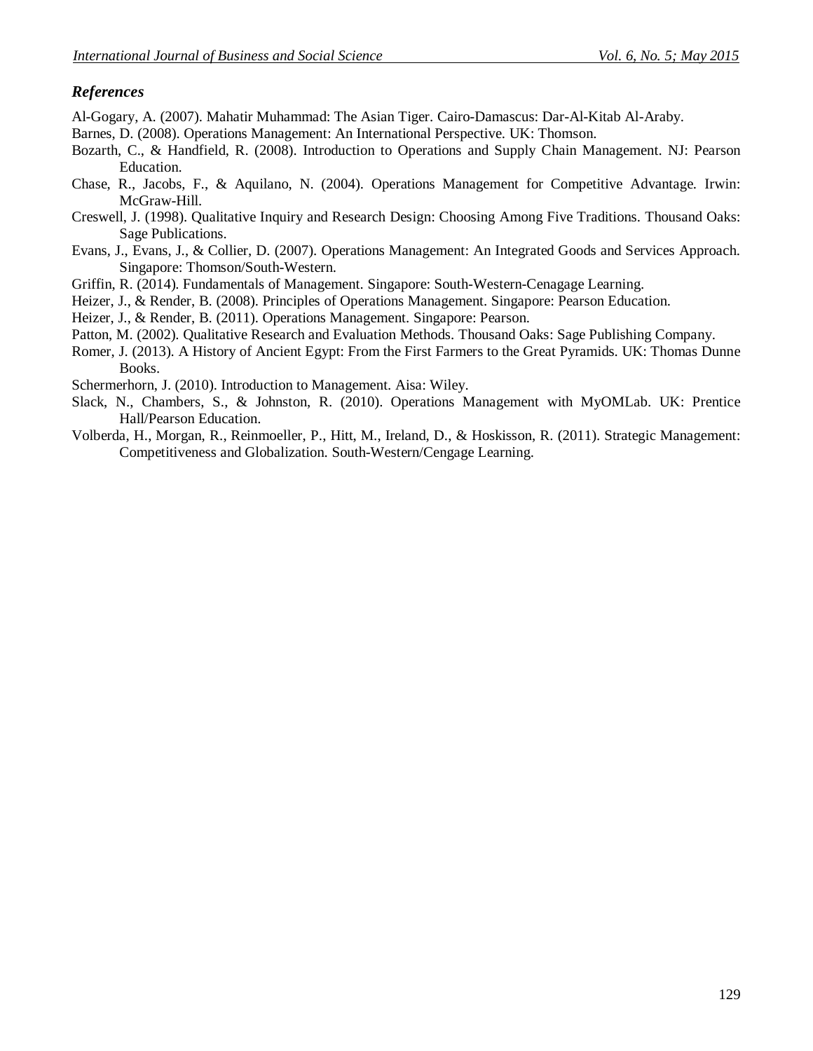### *References*

Al-Gogary, A. (2007). Mahatir Muhammad: The Asian Tiger. Cairo-Damascus: Dar-Al-Kitab Al-Araby.

Barnes, D. (2008). Operations Management: An International Perspective. UK: Thomson.

Bozarth, C., & Handfield, R. (2008). Introduction to Operations and Supply Chain Management. NJ: Pearson Education.

Chase, R., Jacobs, F., & Aquilano, N. (2004). Operations Management for Competitive Advantage. Irwin: McGraw-Hill.

Creswell, J. (1998). Qualitative Inquiry and Research Design: Choosing Among Five Traditions. Thousand Oaks: Sage Publications.

Evans, J., Evans, J., & Collier, D. (2007). Operations Management: An Integrated Goods and Services Approach. Singapore: Thomson/South-Western.

Griffin, R. (2014). Fundamentals of Management. Singapore: South-Western-Cenagage Learning.

Heizer, J., & Render, B. (2008). Principles of Operations Management. Singapore: Pearson Education.

Heizer, J., & Render, B. (2011). Operations Management. Singapore: Pearson.

Patton, M. (2002). Qualitative Research and Evaluation Methods. Thousand Oaks: Sage Publishing Company.

Romer, J. (2013). A History of Ancient Egypt: From the First Farmers to the Great Pyramids. UK: Thomas Dunne Books.

Schermerhorn, J. (2010). Introduction to Management. Aisa: Wiley.

Slack, N., Chambers, S., & Johnston, R. (2010). Operations Management with MyOMLab. UK: Prentice Hall/Pearson Education.

Volberda, H., Morgan, R., Reinmoeller, P., Hitt, M., Ireland, D., & Hoskisson, R. (2011). Strategic Management: Competitiveness and Globalization. South-Western/Cengage Learning.